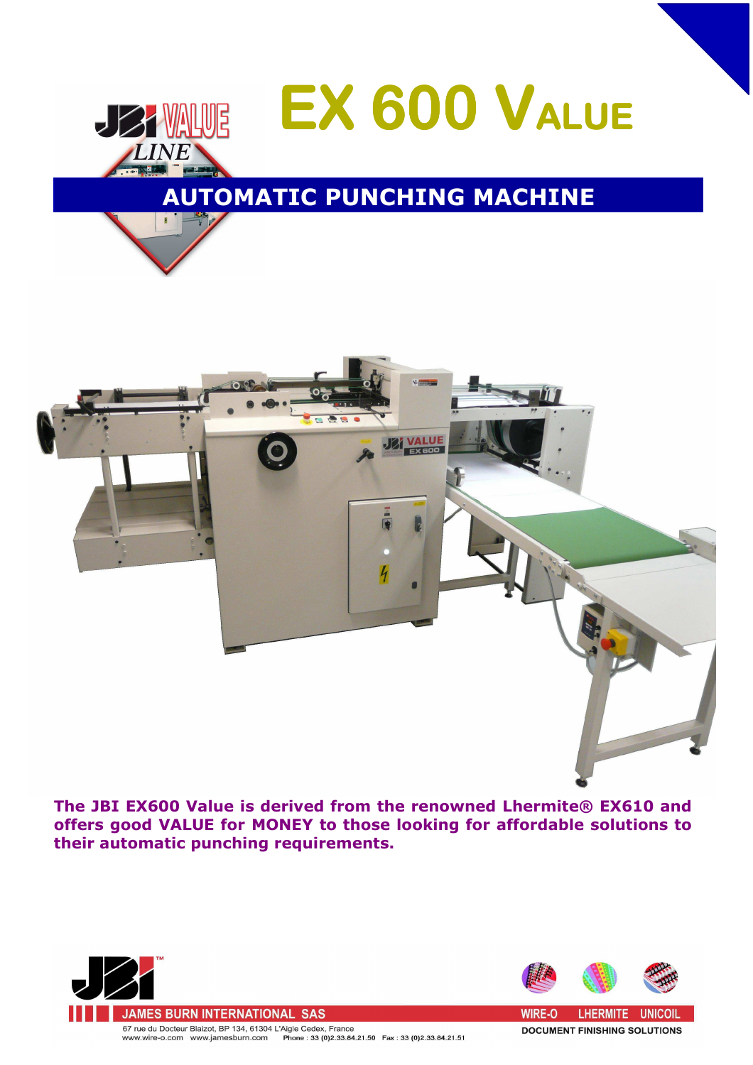# EX 600 VALUE

JBI VALUE LINE

## AUTOMATIC PUNCHING MACHINE

**The JBI EX600 Value is derived from the renowned Lhermite® EX610 and offers good VALUE for MONEY to those looking for affordable solutions to their automatic punching requirements.**

JAMES BURN INTERNATIONAL SAS

67 rue du Docteur Blaizot, BP 134, 61304 L'Aigle Cedex, France
www.wire-o.com www.jamesburn.com Phone : 33 (0)2.33.84.21.50 Fax : 33 (0)2.33.84.21.51

WIRE-O LHERMITE UNICOIL

DOCUMENT FINISHING SOLUTIONS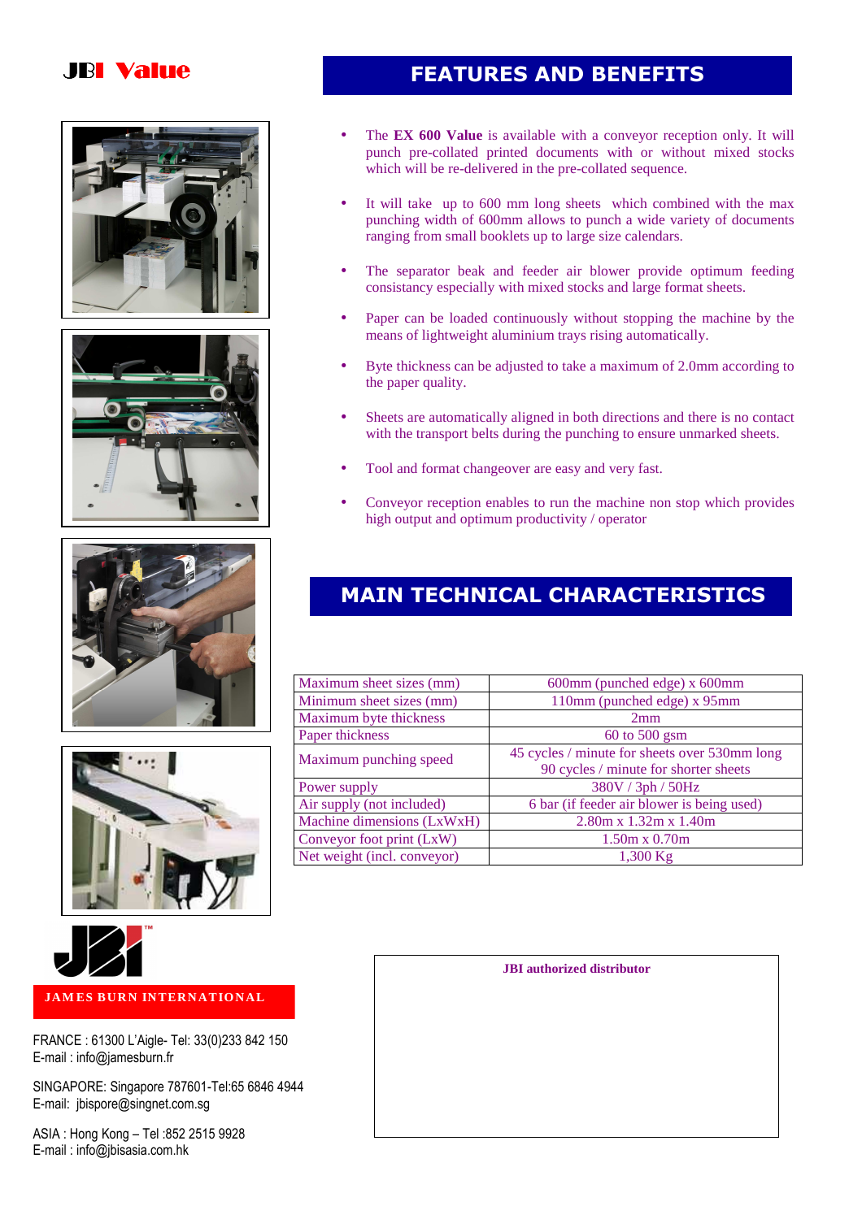# JBI Value

## FEATURES AND BENEFITS

- The **EX 600 Value** is available with a conveyor reception only. It will punch pre-collated printed documents with or without mixed stocks which will be re-delivered in the pre-collated sequence.
- It will take up to 600 mm long sheets which combined with the max punching width of 600mm allows to punch a wide variety of documents ranging from small booklets up to large size calendars.
- The separator beak and feeder air blower provide optimum feeding consistancy especially with mixed stocks and large format sheets.
- Paper can be loaded continuously without stopping the machine by the means of lightweight aluminium trays rising automatically.
- Byte thickness can be adjusted to take a maximum of 2.0mm according to the paper quality.
- Sheets are automatically aligned in both directions and there is no contact with the transport belts during the punching to ensure unmarked sheets.
- Tool and format changeover are easy and very fast.
- Conveyor reception enables to run the machine non stop which provides high output and optimum productivity / operator

## MAIN TECHNICAL CHARACTERISTICS

| | |
|---|---|
| Maximum sheet sizes (mm) | 600mm (punched edge) x 600mm |
| Minimum sheet sizes (mm) | 110mm (punched edge) x 95mm |
| Maximum byte thickness | 2mm |
| Paper thickness | 60 to 500 gsm |
| Maximum punching speed | 45 cycles / minute for sheets over 530mm long<br>90 cycles / minute for shorter sheets |
| Power supply | 380V / 3ph / 50Hz |
| Air supply (not included) | 6 bar (if feeder air blower is being used) |
| Machine dimensions (LxWxH) | 2.80m x 1.32m x 1.40m |
| Conveyor foot print (LxW) | 1.50m x 0.70m |
| Net weight (incl. conveyor) | 1,300 Kg |

JBI™

**JAMES BURN INTERNATIONAL**

FRANCE : 61300 L'Aigle- Tel: 33(0)233 842 150
E-mail : info@jamesburn.fr

SINGAPORE: Singapore 787601-Tel:65 6846 4944
E-mail: jbispore@singnet.com.sg

ASIA : Hong Kong – Tel :852 2515 9928
E-mail : info@jbisasia.com.hk

**JBI authorized distributor**